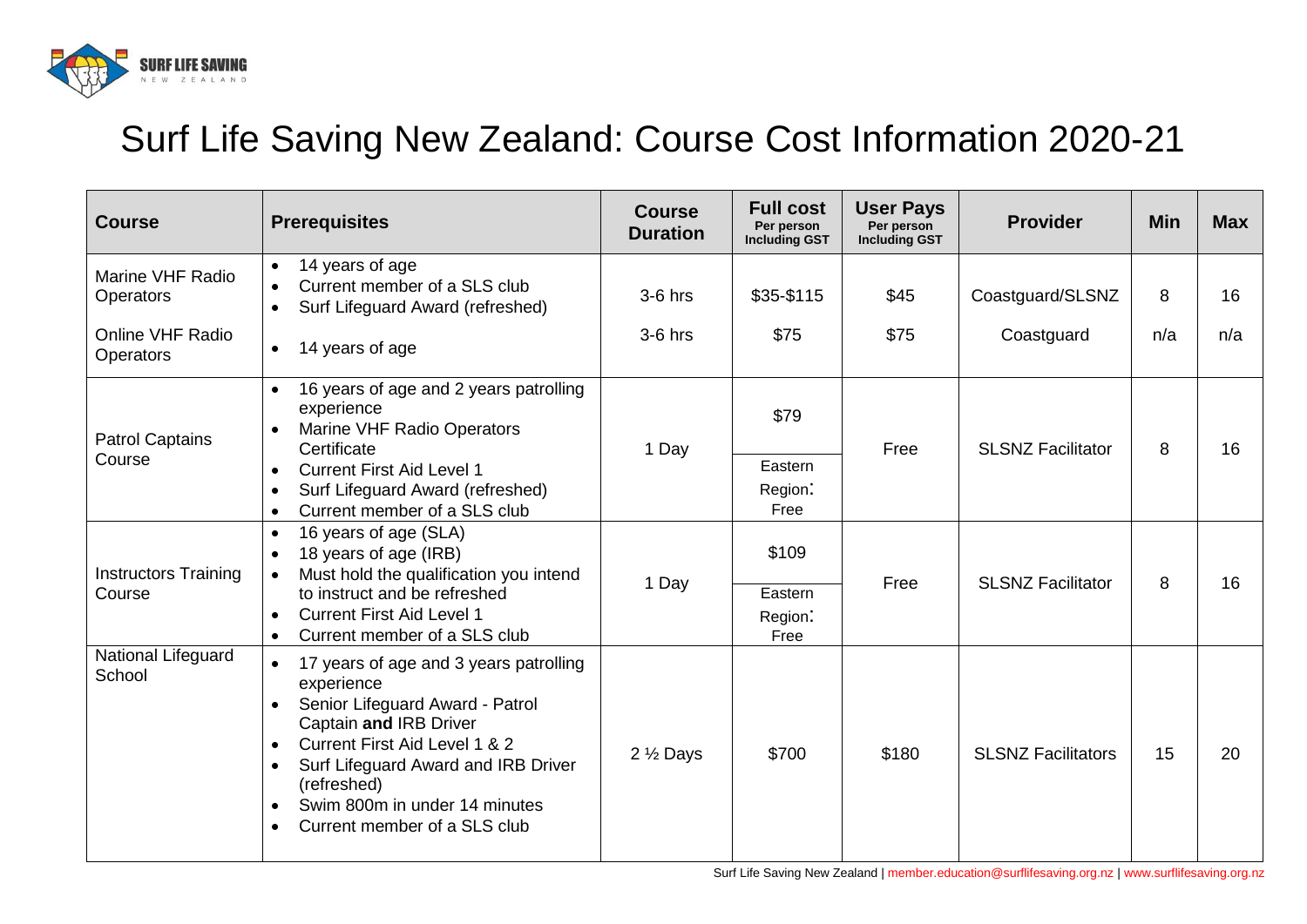# Surf Life Saving New Zealand: Course Cost Information 2020-21

| Course | Prerequisites | Course Duration | Full cost Per person Including GST | User Pays Per person Including GST | Provider | Min | Max |
|---|---|---|---|---|---|---|---|
| Marine VHF Radio Operators | • 14 years of age<br>• Current member of a SLS club<br>• Surf Lifeguard Award (refreshed) | 3-6 hrs | $35-$115 | $45 | Coastguard/SLSNZ | 8 | 16 |
| Online VHF Radio Operators | • 14 years of age | 3-6 hrs | $75 | $75 | Coastguard | n/a | n/a |
| Patrol Captains Course | • 16 years of age and 2 years patrolling experience<br>• Marine VHF Radio Operators Certificate<br>• Current First Aid Level 1<br>• Surf Lifeguard Award (refreshed)<br>• Current member of a SLS club | 1 Day | $79<br>Eastern Region: Free | Free | SLSNZ Facilitator | 8 | 16 |
| Instructors Training Course | • 16 years of age (SLA)<br>• 18 years of age (IRB)<br>• Must hold the qualification you intend to instruct and be refreshed<br>• Current First Aid Level 1<br>• Current member of a SLS club | 1 Day | $109<br>Eastern Region: Free | Free | SLSNZ Facilitator | 8 | 16 |
| National Lifeguard School | • 17 years of age and 3 years patrolling experience<br>• Senior Lifeguard Award - Patrol Captain **and** IRB Driver<br>• Current First Aid Level 1 & 2<br>• Surf Lifeguard Award and IRB Driver (refreshed)<br>• Swim 800m in under 14 minutes<br>• Current member of a SLS club | 2 ½ Days | $700 | $180 | SLSNZ Facilitators | 15 | 20 |

Surf Life Saving New Zealand | member.education@surflifesaving.org.nz | www.surflifesaving.org.nz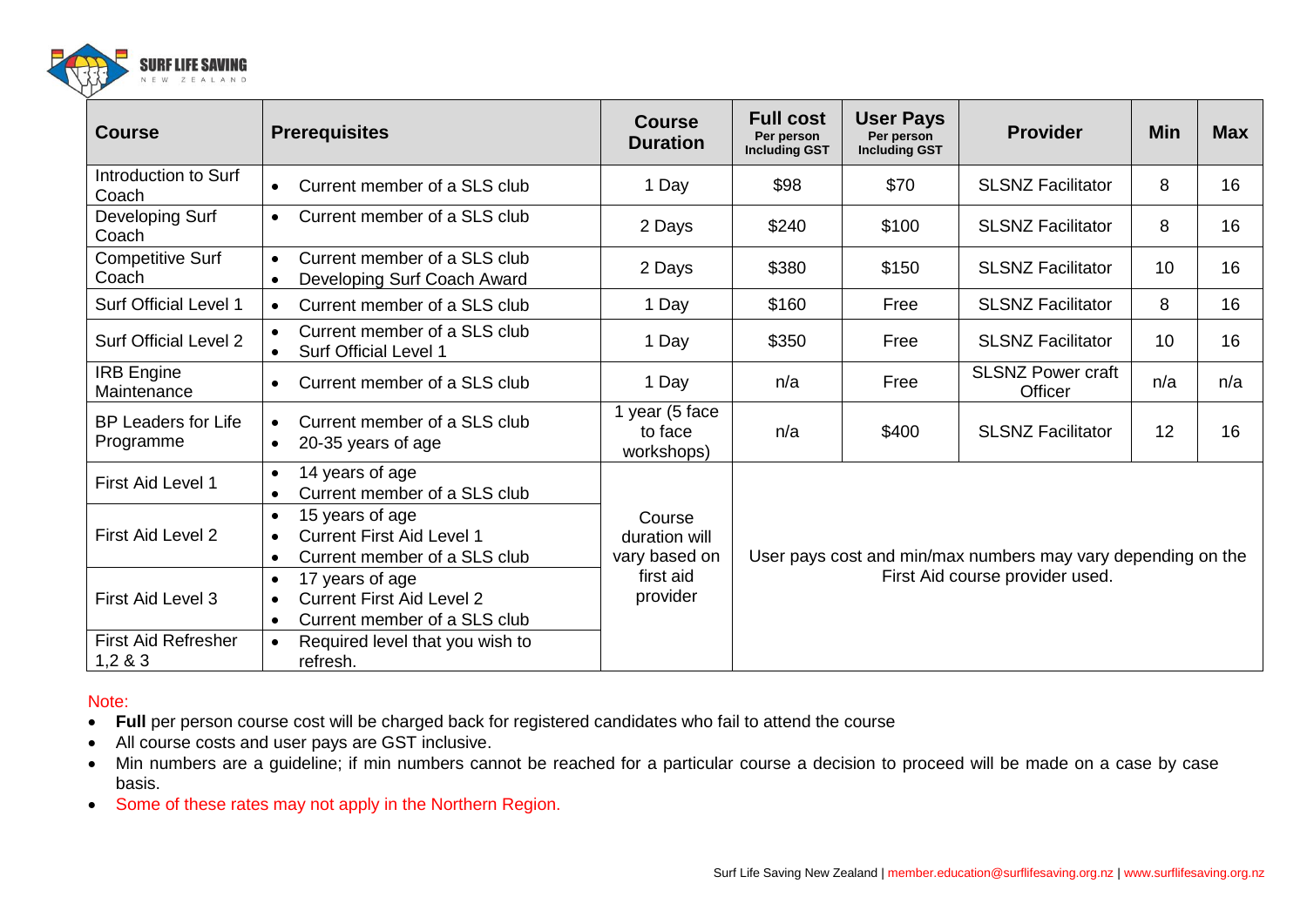| Course | Prerequisites | Course Duration | Full cost Per person Including GST | User Pays Per person Including GST | Provider | Min | Max |
|---|---|---|---|---|---|---|---|
| Introduction to Surf Coach | • Current member of a SLS club | 1 Day | $98 | $70 | SLSNZ Facilitator | 8 | 16 |
| Developing Surf Coach | • Current member of a SLS club | 2 Days | $240 | $100 | SLSNZ Facilitator | 8 | 16 |
| Competitive Surf Coach | • Current member of a SLS club<br>• Developing Surf Coach Award | 2 Days | $380 | $150 | SLSNZ Facilitator | 10 | 16 |
| Surf Official Level 1 | • Current member of a SLS club | 1 Day | $160 | Free | SLSNZ Facilitator | 8 | 16 |
| Surf Official Level 2 | • Current member of a SLS club<br>• Surf Official Level 1 | 1 Day | $350 | Free | SLSNZ Facilitator | 10 | 16 |
| IRB Engine Maintenance | • Current member of a SLS club | 1 Day | n/a | Free | SLSNZ Power craft Officer | n/a | n/a |
| BP Leaders for Life Programme | • Current member of a SLS club<br>• 20-35 years of age | 1 year (5 face to face workshops) | n/a | $400 | SLSNZ Facilitator | 12 | 16 |
| First Aid Level 1 | • 14 years of age<br>• Current member of a SLS club | Course duration will vary based on first aid provider | User pays cost and min/max numbers may vary depending on the First Aid course provider used. | | | | |
| First Aid Level 2 | • 15 years of age<br>• Current First Aid Level 1<br>• Current member of a SLS club | | | | | | |
| First Aid Level 3 | • 17 years of age<br>• Current First Aid Level 2<br>• Current member of a SLS club | | | | | | |
| First Aid Refresher 1,2 & 3 | • Required level that you wish to refresh. | | | | | | |

Note:

- **Full** per person course cost will be charged back for registered candidates who fail to attend the course
- All course costs and user pays are GST inclusive.
- Min numbers are a guideline; if min numbers cannot be reached for a particular course a decision to proceed will be made on a case by case basis.
- Some of these rates may not apply in the Northern Region.

Surf Life Saving New Zealand | member.education@surflifesaving.org.nz | www.surflifesaving.org.nz